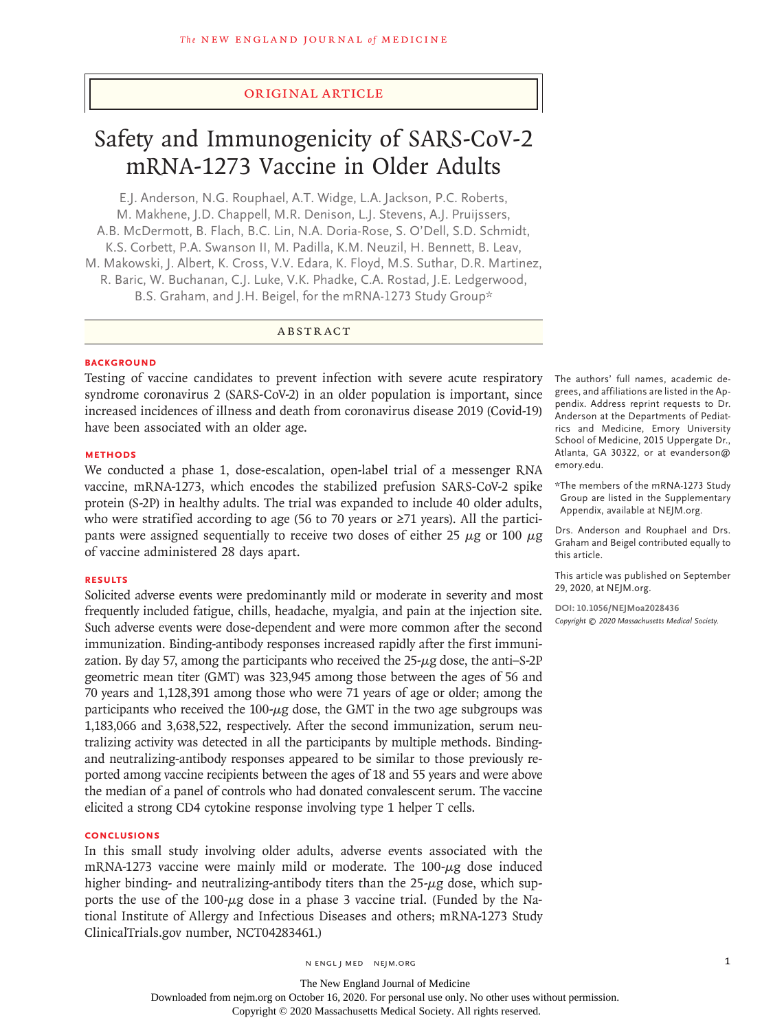ORIGINAL ARTICLE

# Safety and Immunogenicity of SARS-CoV-2 mRNA-1273 Vaccine in Older Adults

E.J. Anderson, N.G. Rouphael, A.T. Widge, L.A. Jackson, P.C. Roberts, M. Makhene, J.D. Chappell, M.R. Denison, L.J. Stevens, A.J. Pruijssers, A.B. McDermott, B. Flach, B.C. Lin, N.A. Doria-Rose, S. O'Dell, S.D. Schmidt, K.S. Corbett, P.A. Swanson II, M. Padilla, K.M. Neuzil, H. Bennett, B. Leav, M. Makowski, J. Albert, K. Cross, V.V. Edara, K. Floyd, M.S. Suthar, D.R. Martinez, R. Baric, W. Buchanan, C.J. Luke, V.K. Phadke, C.A. Rostad, J.E. Ledgerwood, B.S. Graham, and J.H. Beigel, for the mRNA-1273 Study Group*

## ABSTRACT

### BACKGROUND

Testing of vaccine candidates to prevent infection with severe acute respiratory syndrome coronavirus 2 (SARS-CoV-2) in an older population is important, since increased incidences of illness and death from coronavirus disease 2019 (Covid-19) have been associated with an older age.

### METHODS

We conducted a phase 1, dose-escalation, open-label trial of a messenger RNA vaccine, mRNA-1273, which encodes the stabilized prefusion SARS-CoV-2 spike protein (S-2P) in healthy adults. The trial was expanded to include 40 older adults, who were stratified according to age (56 to 70 years or ≥71 years). All the participants were assigned sequentially to receive two doses of either 25 μg or 100 μg of vaccine administered 28 days apart.

### RESULTS

Solicited adverse events were predominantly mild or moderate in severity and most frequently included fatigue, chills, headache, myalgia, and pain at the injection site. Such adverse events were dose-dependent and were more common after the second immunization. Binding-antibody responses increased rapidly after the first immunization. By day 57, among the participants who received the 25-μg dose, the anti–S-2P geometric mean titer (GMT) was 323,945 among those between the ages of 56 and 70 years and 1,128,391 among those who were 71 years of age or older; among the participants who received the 100-μg dose, the GMT in the two age subgroups was 1,183,066 and 3,638,522, respectively. After the second immunization, serum neutralizing activity was detected in all the participants by multiple methods. Binding- and neutralizing-antibody responses appeared to be similar to those previously reported among vaccine recipients between the ages of 18 and 55 years and were above the median of a panel of controls who had donated convalescent serum. The vaccine elicited a strong CD4 cytokine response involving type 1 helper T cells.

### CONCLUSIONS

In this small study involving older adults, adverse events associated with the mRNA-1273 vaccine were mainly mild or moderate. The 100-μg dose induced higher binding- and neutralizing-antibody titers than the 25-μg dose, which supports the use of the 100-μg dose in a phase 3 vaccine trial. (Funded by the National Institute of Allergy and Infectious Diseases and others; mRNA-1273 Study ClinicalTrials.gov number, NCT04283461.)

The authors' full names, academic degrees, and affiliations are listed in the Appendix. Address reprint requests to Dr. Anderson at the Departments of Pediatrics and Medicine, Emory University School of Medicine, 2015 Uppergate Dr., Atlanta, GA 30322, or at evanderson@emory.edu.

*The members of the mRNA-1273 Study Group are listed in the Supplementary Appendix, available at NEJM.org.

Drs. Anderson and Rouphael and Drs. Graham and Beigel contributed equally to this article.

This article was published on September 29, 2020, at NEJM.org.

DOI: 10.1056/NEJMoa2028436

*Copyright © 2020 Massachusetts Medical Society.*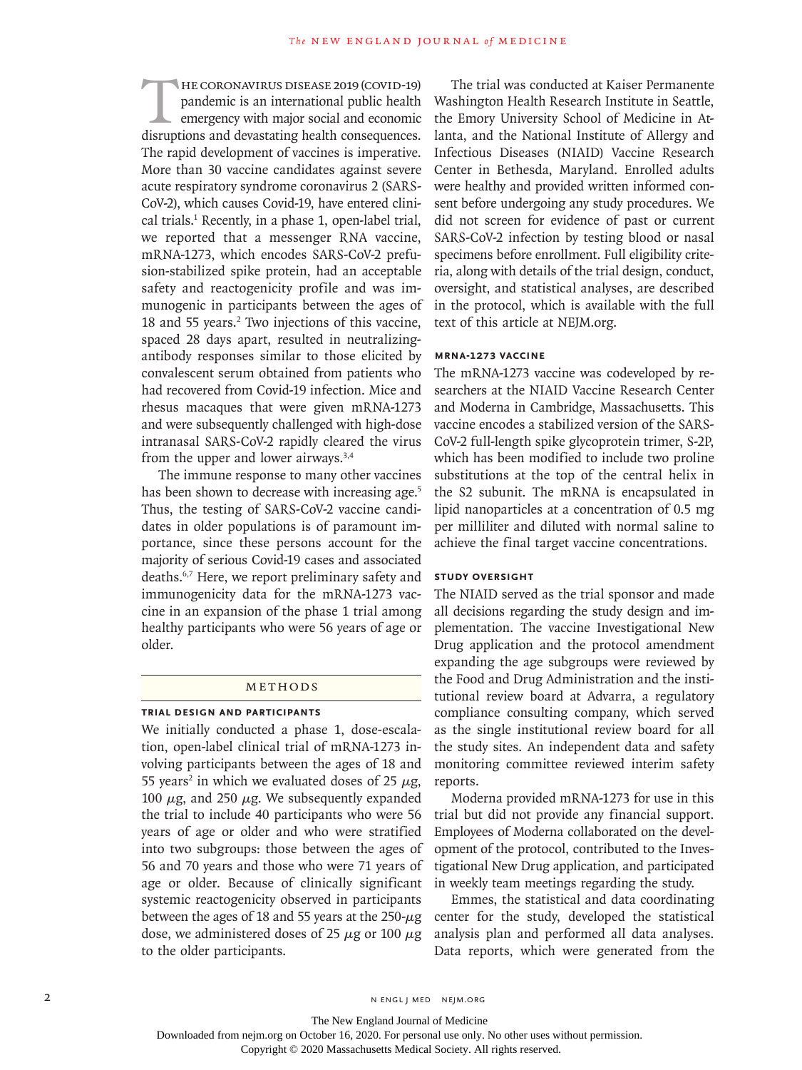The coronavirus disease 2019 (Covid-19) pandemic is an international public health emergency with major social and economic disruptions and devastating health consequences. The rapid development of vaccines is imperative. More than 30 vaccine candidates against severe acute respiratory syndrome coronavirus 2 (SARS-CoV-2), which causes Covid-19, have entered clinical trials.[1] Recently, in a phase 1, open-label trial, we reported that a messenger RNA vaccine, mRNA-1273, which encodes SARS-CoV-2 prefusion-stabilized spike protein, had an acceptable safety and reactogenicity profile and was immunogenic in participants between the ages of 18 and 55 years.[2] Two injections of this vaccine, spaced 28 days apart, resulted in neutralizing-antibody responses similar to those elicited by convalescent serum obtained from patients who had recovered from Covid-19 infection. Mice and rhesus macaques that were given mRNA-1273 and were subsequently challenged with high-dose intranasal SARS-CoV-2 rapidly cleared the virus from the upper and lower airways.[3,4]

The immune response to many other vaccines has been shown to decrease with increasing age.[5] Thus, the testing of SARS-CoV-2 vaccine candidates in older populations is of paramount importance, since these persons account for the majority of serious Covid-19 cases and associated deaths.[6,7] Here, we report preliminary safety and immunogenicity data for the mRNA-1273 vaccine in an expansion of the phase 1 trial among healthy participants who were 56 years of age or older.

## Methods

### Trial Design and Participants

We initially conducted a phase 1, dose-escalation, open-label clinical trial of mRNA-1273 involving participants between the ages of 18 and 55 years[2] in which we evaluated doses of 25 μg, 100 μg, and 250 μg. We subsequently expanded the trial to include 40 participants who were 56 years of age or older and who were stratified into two subgroups: those between the ages of 56 and 70 years and those who were 71 years of age or older. Because of clinically significant systemic reactogenicity observed in participants between the ages of 18 and 55 years at the 250-μg dose, we administered doses of 25 μg or 100 μg to the older participants.

The trial was conducted at Kaiser Permanente Washington Health Research Institute in Seattle, the Emory University School of Medicine in Atlanta, and the National Institute of Allergy and Infectious Diseases (NIAID) Vaccine Research Center in Bethesda, Maryland. Enrolled adults were healthy and provided written informed consent before undergoing any study procedures. We did not screen for evidence of past or current SARS-CoV-2 infection by testing blood or nasal specimens before enrollment. Full eligibility criteria, along with details of the trial design, conduct, oversight, and statistical analyses, are described in the protocol, which is available with the full text of this article at NEJM.org.

### mRNA-1273 Vaccine

The mRNA-1273 vaccine was codeveloped by researchers at the NIAID Vaccine Research Center and Moderna in Cambridge, Massachusetts. This vaccine encodes a stabilized version of the SARS-CoV-2 full-length spike glycoprotein trimer, S-2P, which has been modified to include two proline substitutions at the top of the central helix in the S2 subunit. The mRNA is encapsulated in lipid nanoparticles at a concentration of 0.5 mg per milliliter and diluted with normal saline to achieve the final target vaccine concentrations.

### Study Oversight

The NIAID served as the trial sponsor and made all decisions regarding the study design and implementation. The vaccine Investigational New Drug application and the protocol amendment expanding the age subgroups were reviewed by the Food and Drug Administration and the institutional review board at Advarra, a regulatory compliance consulting company, which served as the single institutional review board for all the study sites. An independent data and safety monitoring committee reviewed interim safety reports.

Moderna provided mRNA-1273 for use in this trial but did not provide any financial support. Employees of Moderna collaborated on the development of the protocol, contributed to the Investigational New Drug application, and participated in weekly team meetings regarding the study.

Emmes, the statistical and data coordinating center for the study, developed the statistical analysis plan and performed all data analyses. Data reports, which were generated from the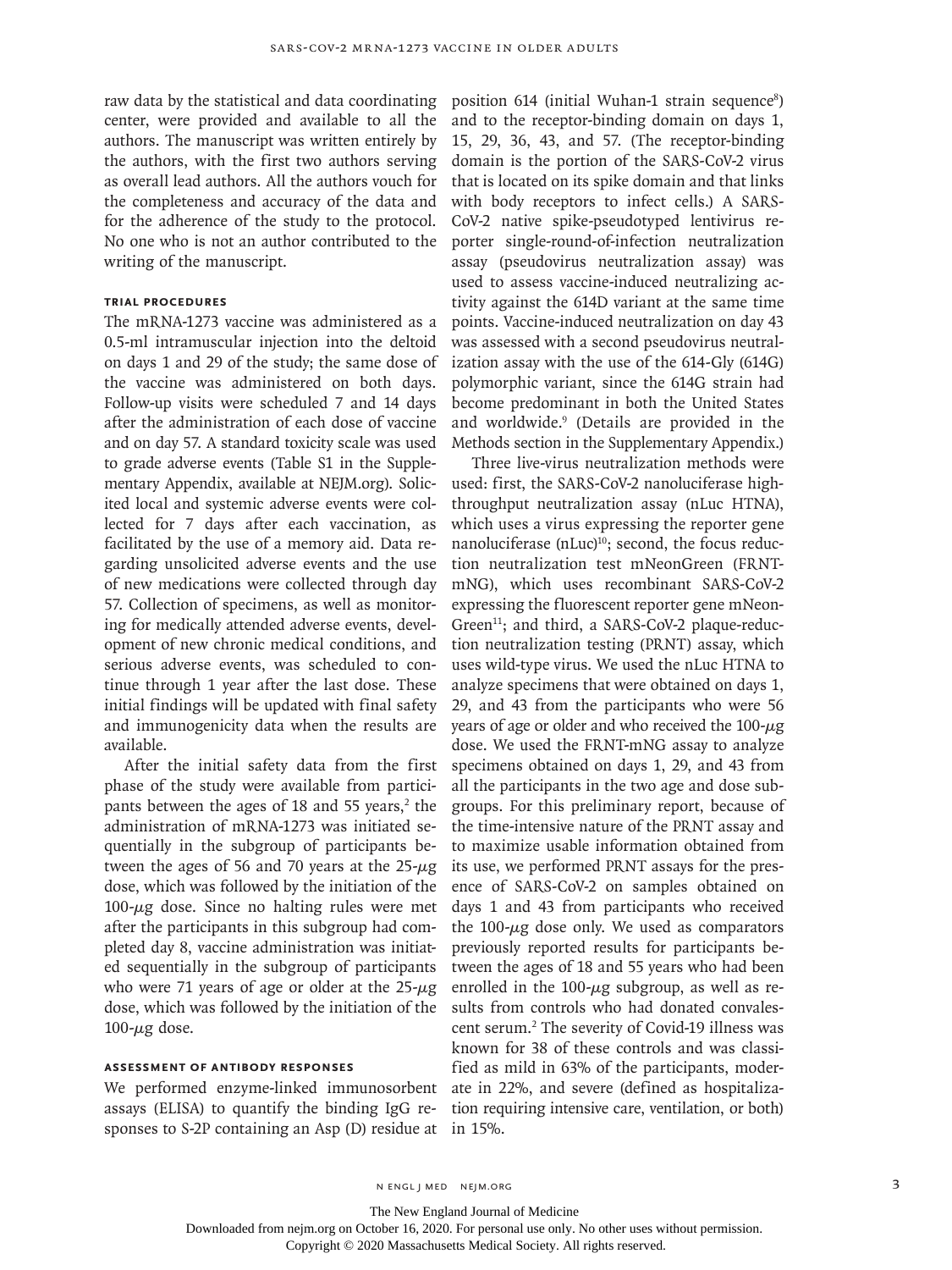raw data by the statistical and data coordinating center, were provided and available to all the authors. The manuscript was written entirely by the authors, with the first two authors serving as overall lead authors. All the authors vouch for the completeness and accuracy of the data and for the adherence of the study to the protocol. No one who is not an author contributed to the writing of the manuscript.

### Trial Procedures

The mRNA-1273 vaccine was administered as a 0.5-ml intramuscular injection into the deltoid on days 1 and 29 of the study; the same dose of the vaccine was administered on both days. Follow-up visits were scheduled 7 and 14 days after the administration of each dose of vaccine and on day 57. A standard toxicity scale was used to grade adverse events (Table S1 in the Supplementary Appendix, available at NEJM.org). Solicited local and systemic adverse events were collected for 7 days after each vaccination, as facilitated by the use of a memory aid. Data regarding unsolicited adverse events and the use of new medications were collected through day 57. Collection of specimens, as well as monitoring for medically attended adverse events, development of new chronic medical conditions, and serious adverse events, was scheduled to continue through 1 year after the last dose. These initial findings will be updated with final safety and immunogenicity data when the results are available.

After the initial safety data from the first phase of the study were available from participants between the ages of 18 and 55 years,[2] the administration of mRNA-1273 was initiated sequentially in the subgroup of participants between the ages of 56 and 70 years at the 25-μg dose, which was followed by the initiation of the 100-μg dose. Since no halting rules were met after the participants in this subgroup had completed day 8, vaccine administration was initiated sequentially in the subgroup of participants who were 71 years of age or older at the 25-μg dose, which was followed by the initiation of the 100-μg dose.

### Assessment of Antibody Responses

We performed enzyme-linked immunosorbent assays (ELISA) to quantify the binding IgG responses to S-2P containing an Asp (D) residue at position 614 (initial Wuhan-1 strain sequence[8]) and to the receptor-binding domain on days 1, 15, 29, 36, 43, and 57. (The receptor-binding domain is the portion of the SARS-CoV-2 virus that is located on its spike domain and that links with body receptors to infect cells.) A SARS-CoV-2 native spike-pseudotyped lentivirus reporter single-round-of-infection neutralization assay (pseudovirus neutralization assay) was used to assess vaccine-induced neutralizing activity against the 614D variant at the same time points. Vaccine-induced neutralization on day 43 was assessed with a second pseudovirus neutralization assay with the use of the 614-Gly (614G) polymorphic variant, since the 614G strain had become predominant in both the United States and worldwide.[9] (Details are provided in the Methods section in the Supplementary Appendix.)

Three live-virus neutralization methods were used: first, the SARS-CoV-2 nanoluciferase high-throughput neutralization assay (nLuc HTNA), which uses a virus expressing the reporter gene nanoluciferase (nLuc)[10]; second, the focus reduction neutralization test mNeonGreen (FRNT-mNG), which uses recombinant SARS-CoV-2 expressing the fluorescent reporter gene mNeonGreen[11]; and third, a SARS-CoV-2 plaque-reduction neutralization testing (PRNT) assay, which uses wild-type virus. We used the nLuc HTNA to analyze specimens that were obtained on days 1, 29, and 43 from the participants who were 56 years of age or older and who received the 100-μg dose. We used the FRNT-mNG assay to analyze specimens obtained on days 1, 29, and 43 from all the participants in the two age and dose subgroups. For this preliminary report, because of the time-intensive nature of the PRNT assay and to maximize usable information obtained from its use, we performed PRNT assays for the presence of SARS-CoV-2 on samples obtained on days 1 and 43 from participants who received the 100-μg dose only. We used as comparators previously reported results for participants between the ages of 18 and 55 years who had been enrolled in the 100-μg subgroup, as well as results from controls who had donated convalescent serum.[2] The severity of Covid-19 illness was known for 38 of these controls and was classified as mild in 63% of the participants, moderate in 22%, and severe (defined as hospitalization requiring intensive care, ventilation, or both) in 15%.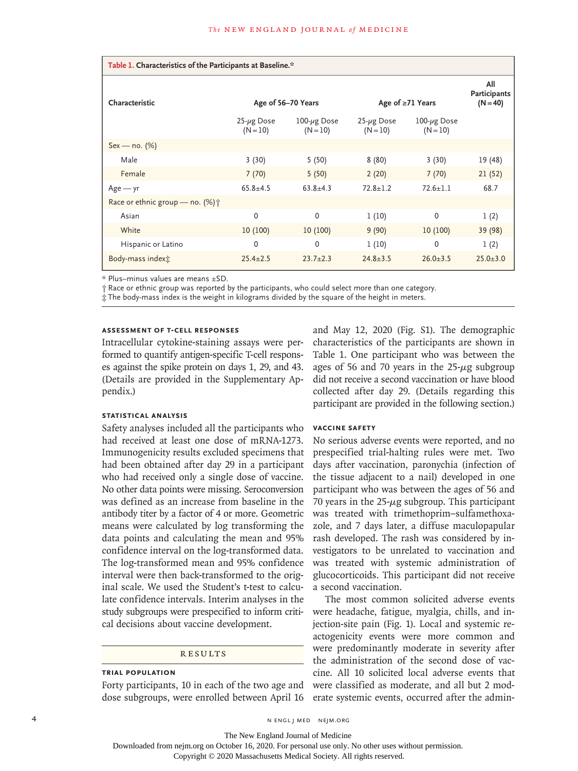**Table 1. Characteristics of the Participants at Baseline.***

| Characteristic | Age of 56–70 Years | | Age of ≥71 Years | | All Participants (N=40) |
|---|---|---|---|---|---|
| | 25-μg Dose (N=10) | 100-μg Dose (N=10) | 25-μg Dose (N=10) | 100-μg Dose (N=10) | |
| Sex — no. (%) | | | | | |
| Male | 3 (30) | 5 (50) | 8 (80) | 3 (30) | 19 (48) |
| Female | 7 (70) | 5 (50) | 2 (20) | 7 (70) | 21 (52) |
| Age — yr | 65.8±4.5 | 63.8±4.3 | 72.8±1.2 | 72.6±1.1 | 68.7 |
| Race or ethnic group — no. (%)† | | | | | |
| Asian | 0 | 0 | 1 (10) | 0 | 1 (2) |
| White | 10 (100) | 10 (100) | 9 (90) | 10 (100) | 39 (98) |
| Hispanic or Latino | 0 | 0 | 1 (10) | 0 | 1 (2) |
| Body-mass index‡ | 25.4±2.5 | 23.7±2.3 | 24.8±3.5 | 26.0±3.5 | 25.0±3.0 |

\* Plus–minus values are means ±SD.

† Race or ethnic group was reported by the participants, who could select more than one category.

‡ The body-mass index is the weight in kilograms divided by the square of the height in meters.

### ASSESSMENT OF T-CELL RESPONSES

Intracellular cytokine-staining assays were performed to quantify antigen-specific T-cell responses against the spike protein on days 1, 29, and 43. (Details are provided in the Supplementary Appendix.)

### STATISTICAL ANALYSIS

Safety analyses included all the participants who had received at least one dose of mRNA-1273. Immunogenicity results excluded specimens that had been obtained after day 29 in a participant who had received only a single dose of vaccine. No other data points were missing. Seroconversion was defined as an increase from baseline in the antibody titer by a factor of 4 or more. Geometric means were calculated by log transforming the data points and calculating the mean and 95% confidence interval on the log-transformed data. The log-transformed mean and 95% confidence interval were then back-transformed to the original scale. We used the Student's t-test to calculate confidence intervals. Interim analyses in the study subgroups were prespecified to inform critical decisions about vaccine development.

## RESULTS

### TRIAL POPULATION

Forty participants, 10 in each of the two age and dose subgroups, were enrolled between April 16 and May 12, 2020 (Fig. S1). The demographic characteristics of the participants are shown in Table 1. One participant who was between the ages of 56 and 70 years in the 25-μg subgroup did not receive a second vaccination or have blood collected after day 29. (Details regarding this participant are provided in the following section.)

### VACCINE SAFETY

No serious adverse events were reported, and no prespecified trial-halting rules were met. Two days after vaccination, paronychia (infection of the tissue adjacent to a nail) developed in one participant who was between the ages of 56 and 70 years in the 25-μg subgroup. This participant was treated with trimethoprim–sulfamethoxazole, and 7 days later, a diffuse maculopapular rash developed. The rash was considered by investigators to be unrelated to vaccination and was treated with systemic administration of glucocorticoids. This participant did not receive a second vaccination.

The most common solicited adverse events were headache, fatigue, myalgia, chills, and injection-site pain (Fig. 1). Local and systemic reactogenicity events were more common and were predominantly moderate in severity after the administration of the second dose of vaccine. All 10 solicited local adverse events that were classified as moderate, and all but 2 moderate systemic events, occurred after the admin-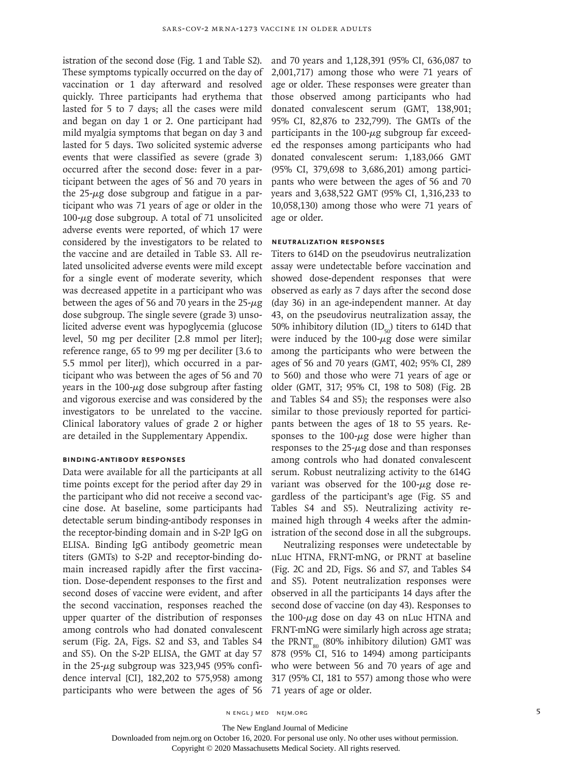istration of the second dose (Fig. 1 and Table S2). These symptoms typically occurred on the day of vaccination or 1 day afterward and resolved quickly. Three participants had erythema that lasted for 5 to 7 days; all the cases were mild and began on day 1 or 2. One participant had mild myalgia symptoms that began on day 3 and lasted for 5 days. Two solicited systemic adverse events that were classified as severe (grade 3) occurred after the second dose: fever in a participant between the ages of 56 and 70 years in the 25-$\mu$g dose subgroup and fatigue in a participant who was 71 years of age or older in the 100-$\mu$g dose subgroup. A total of 71 unsolicited adverse events were reported, of which 17 were considered by the investigators to be related to the vaccine and are detailed in Table S3. All related unsolicited adverse events were mild except for a single event of moderate severity, which was decreased appetite in a participant who was between the ages of 56 and 70 years in the 25-$\mu$g dose subgroup. The single severe (grade 3) unsolicited adverse event was hypoglycemia (glucose level, 50 mg per deciliter [2.8 mmol per liter]; reference range, 65 to 99 mg per deciliter [3.6 to 5.5 mmol per liter]), which occurred in a participant who was between the ages of 56 and 70 years in the 100-$\mu$g dose subgroup after fasting and vigorous exercise and was considered by the investigators to be unrelated to the vaccine. Clinical laboratory values of grade 2 or higher are detailed in the Supplementary Appendix.

### BINDING-ANTIBODY RESPONSES

Data were available for all the participants at all time points except for the period after day 29 in the participant who did not receive a second vaccine dose. At baseline, some participants had detectable serum binding-antibody responses in the receptor-binding domain and in S-2P IgG on ELISA. Binding IgG antibody geometric mean titers (GMTs) to S-2P and receptor-binding domain increased rapidly after the first vaccination. Dose-dependent responses to the first and second doses of vaccine were evident, and after the second vaccination, responses reached the upper quarter of the distribution of responses among controls who had donated convalescent serum (Fig. 2A, Figs. S2 and S3, and Tables S4 and S5). On the S-2P ELISA, the GMT at day 57 in the 25-$\mu$g subgroup was 323,945 (95% confidence interval [CI], 182,202 to 575,958) among participants who were between the ages of 56 and 70 years and 1,128,391 (95% CI, 636,087 to 2,001,717) among those who were 71 years of age or older. These responses were greater than those observed among participants who had donated convalescent serum (GMT, 138,901; 95% CI, 82,876 to 232,799). The GMTs of the participants in the 100-$\mu$g subgroup far exceeded the responses among participants who had donated convalescent serum: 1,183,066 GMT (95% CI, 379,698 to 3,686,201) among participants who were between the ages of 56 and 70 years and 3,638,522 GMT (95% CI, 1,316,233 to 10,058,130) among those who were 71 years of age or older.

### NEUTRALIZATION RESPONSES

Titers to 614D on the pseudovirus neutralization assay were undetectable before vaccination and showed dose-dependent responses that were observed as early as 7 days after the second dose (day 36) in an age-independent manner. At day 43, on the pseudovirus neutralization assay, the 50% inhibitory dilution ($ID_{50}$) titers to 614D that were induced by the 100-$\mu$g dose were similar among the participants who were between the ages of 56 and 70 years (GMT, 402; 95% CI, 289 to 560) and those who were 71 years of age or older (GMT, 317; 95% CI, 198 to 508) (Fig. 2B and Tables S4 and S5); the responses were also similar to those previously reported for participants between the ages of 18 to 55 years. Responses to the 100-$\mu$g dose were higher than responses to the 25-$\mu$g dose and than responses among controls who had donated convalescent serum. Robust neutralizing activity to the 614G variant was observed for the 100-$\mu$g dose regardless of the participant's age (Fig. S5 and Tables S4 and S5). Neutralizing activity remained high through 4 weeks after the administration of the second dose in all the subgroups.

Neutralizing responses were undetectable by nLuc HTNA, FRNT-mNG, or PRNT at baseline (Fig. 2C and 2D, Figs. S6 and S7, and Tables S4 and S5). Potent neutralization responses were observed in all the participants 14 days after the second dose of vaccine (on day 43). Responses to the 100-$\mu$g dose on day 43 on nLuc HTNA and FRNT-mNG were similarly high across age strata; the $PRNT_{80}$ (80% inhibitory dilution) GMT was 878 (95% CI, 516 to 1494) among participants who were between 56 and 70 years of age and 317 (95% CI, 181 to 557) among those who were 71 years of age or older.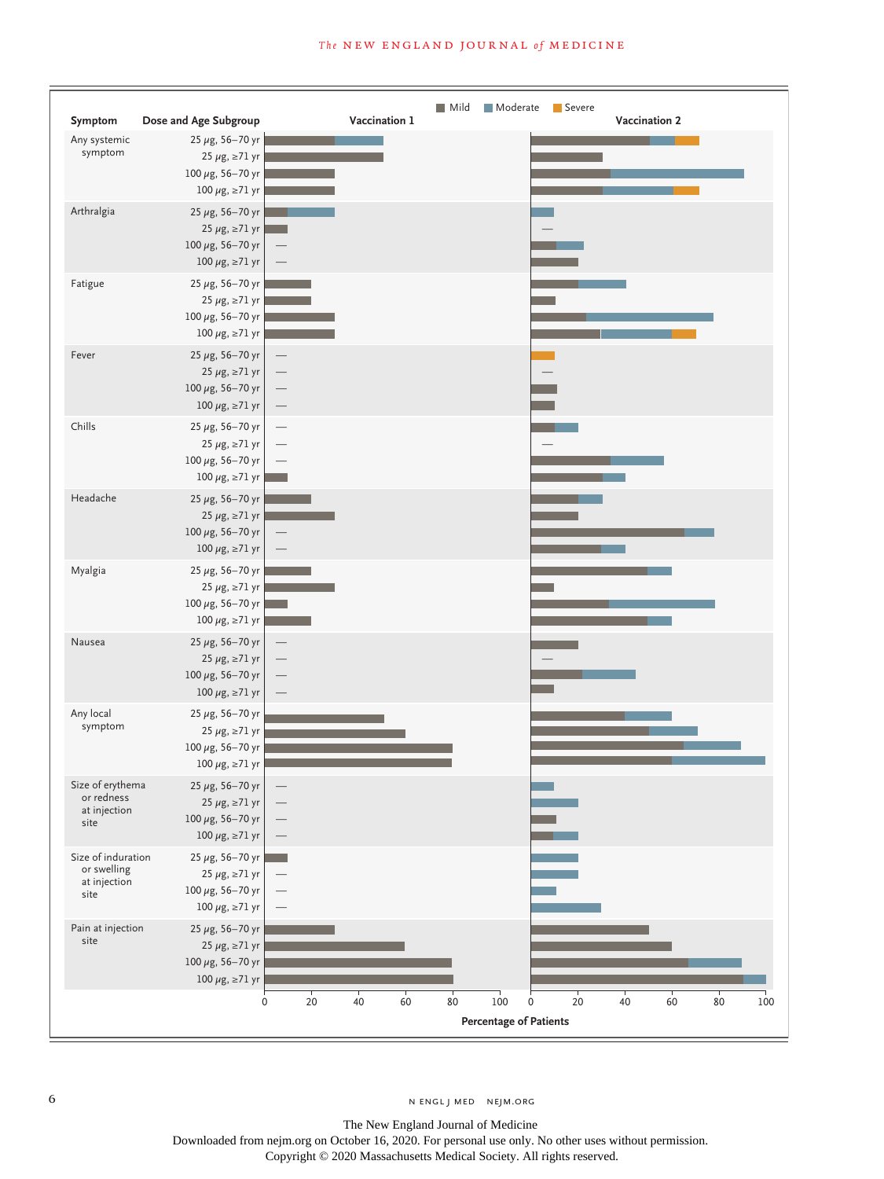■ Mild ■ Moderate ■ Severe

| Symptom | Dose and Age Subgroup | Vaccination 1 | Vaccination 2 |
|---|---|---|---|
| Any systemic symptom | 25 μg, 56–70 yr | | |
| | 25 μg, ≥71 yr | | |
| | 100 μg, 56–70 yr | | |
| | 100 μg, ≥71 yr | | |
| Arthralgia | 25 μg, 56–70 yr | | |
| | 25 μg, ≥71 yr | | — |
| | 100 μg, 56–70 yr | — | |
| | 100 μg, ≥71 yr | — | |
| Fatigue | 25 μg, 56–70 yr | | |
| | 25 μg, ≥71 yr | | |
| | 100 μg, 56–70 yr | | |
| | 100 μg, ≥71 yr | | |
| Fever | 25 μg, 56–70 yr | — | |
| | 25 μg, ≥71 yr | — | — |
| | 100 μg, 56–70 yr | — | |
| | 100 μg, ≥71 yr | — | |
| Chills | 25 μg, 56–70 yr | — | |
| | 25 μg, ≥71 yr | — | — |
| | 100 μg, 56–70 yr | — | |
| | 100 μg, ≥71 yr | | |
| Headache | 25 μg, 56–70 yr | | |
| | 25 μg, ≥71 yr | | |
| | 100 μg, 56–70 yr | — | |
| | 100 μg, ≥71 yr | — | |
| Myalgia | 25 μg, 56–70 yr | | |
| | 25 μg, ≥71 yr | | |
| | 100 μg, 56–70 yr | | |
| | 100 μg, ≥71 yr | | |
| Nausea | 25 μg, 56–70 yr | — | |
| | 25 μg, ≥71 yr | — | — |
| | 100 μg, 56–70 yr | — | |
| | 100 μg, ≥71 yr | — | |
| Any local symptom | 25 μg, 56–70 yr | | |
| | 25 μg, ≥71 yr | | |
| | 100 μg, 56–70 yr | | |
| | 100 μg, ≥71 yr | | |
| Size of erythema or redness at injection site | 25 μg, 56–70 yr | — | |
| | 25 μg, ≥71 yr | — | |
| | 100 μg, 56–70 yr | — | |
| | 100 μg, ≥71 yr | — | |
| Size of induration or swelling at injection site | 25 μg, 56–70 yr | | |
| | 25 μg, ≥71 yr | — | |
| | 100 μg, 56–70 yr | — | |
| | 100 μg, ≥71 yr | — | |
| Pain at injection site | 25 μg, 56–70 yr | | |
| | 25 μg, ≥71 yr | | |
| | 100 μg, 56–70 yr | | |
| | 100 μg, ≥71 yr | | |

Axis: 0 20 40 60 80 100 (Vaccination 1); 0 20 40 60 80 100 (Vaccination 2)

Percentage of Patients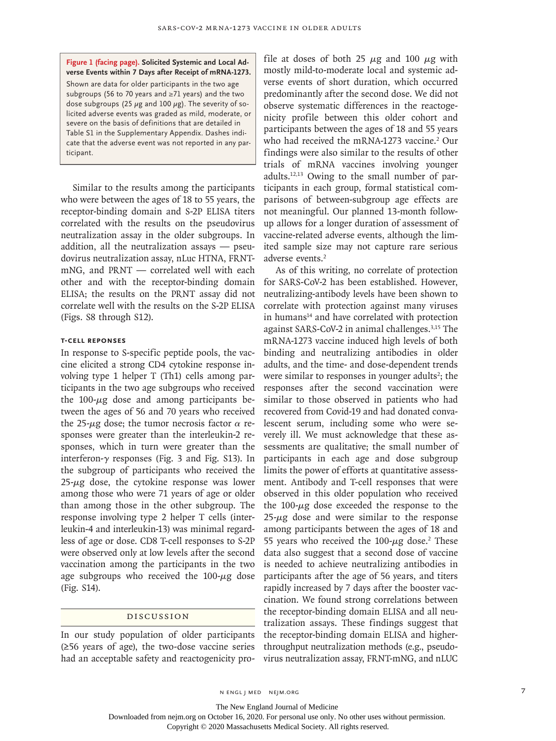**Figure 1 (facing page). Solicited Systemic and Local Adverse Events within 7 Days after Receipt of mRNA-1273.**

Shown are data for older participants in the two age subgroups (56 to 70 years and ≥71 years) and the two dose subgroups (25 μg and 100 μg). The severity of solicited adverse events was graded as mild, moderate, or severe on the basis of definitions that are detailed in Table S1 in the Supplementary Appendix. Dashes indicate that the adverse event was not reported in any participant.

Similar to the results among the participants who were between the ages of 18 to 55 years, the receptor-binding domain and S-2P ELISA titers correlated with the results on the pseudovirus neutralization assay in the older subgroups. In addition, all the neutralization assays — pseudovirus neutralization assay, nLuc HTNA, FRNT-mNG, and PRNT — correlated well with each other and with the receptor-binding domain ELISA; the results on the PRNT assay did not correlate well with the results on the S-2P ELISA (Figs. S8 through S12).

#### T-CELL REPONSES

In response to S-specific peptide pools, the vaccine elicited a strong CD4 cytokine response involving type 1 helper T (Th1) cells among participants in the two age subgroups who received the 100-μg dose and among participants between the ages of 56 and 70 years who received the 25-μg dose; the tumor necrosis factor α responses were greater than the interleukin-2 responses, which in turn were greater than the interferon-γ responses (Fig. 3 and Fig. S13). In the subgroup of participants who received the 25-μg dose, the cytokine response was lower among those who were 71 years of age or older than among those in the other subgroup. The response involving type 2 helper T cells (interleukin-4 and interleukin-13) was minimal regardless of age or dose. CD8 T-cell responses to S-2P were observed only at low levels after the second vaccination among the participants in the two age subgroups who received the 100-μg dose (Fig. S14).

## DISCUSSION

In our study population of older participants (≥56 years of age), the two-dose vaccine series had an acceptable safety and reactogenicity profile at doses of both 25 μg and 100 μg with mostly mild-to-moderate local and systemic adverse events of short duration, which occurred predominantly after the second dose. We did not observe systematic differences in the reactogenicity profile between this older cohort and participants between the ages of 18 and 55 years who had received the mRNA-1273 vaccine.[2] Our findings were also similar to the results of other trials of mRNA vaccines involving younger adults.[12,13] Owing to the small number of participants in each group, formal statistical comparisons of between-subgroup age effects are not meaningful. Our planned 13-month follow-up allows for a longer duration of assessment of vaccine-related adverse events, although the limited sample size may not capture rare serious adverse events.[2]

As of this writing, no correlate of protection for SARS-CoV-2 has been established. However, neutralizing-antibody levels have been shown to correlate with protection against many viruses in humans[14] and have correlated with protection against SARS-CoV-2 in animal challenges.[3,15] The mRNA-1273 vaccine induced high levels of both binding and neutralizing antibodies in older adults, and the time- and dose-dependent trends were similar to responses in younger adults[2]; the responses after the second vaccination were similar to those observed in patients who had recovered from Covid-19 and had donated convalescent serum, including some who were severely ill. We must acknowledge that these assessments are qualitative; the small number of participants in each age and dose subgroup limits the power of efforts at quantitative assessment. Antibody and T-cell responses that were observed in this older population who received the 100-μg dose exceeded the response to the 25-μg dose and were similar to the response among participants between the ages of 18 and 55 years who received the 100-μg dose.[2] These data also suggest that a second dose of vaccine is needed to achieve neutralizing antibodies in participants after the age of 56 years, and titers rapidly increased by 7 days after the booster vaccination. We found strong correlations between the receptor-binding domain ELISA and all neutralization assays. These findings suggest that the receptor-binding domain ELISA and higher-throughput neutralization methods (e.g., pseudovirus neutralization assay, FRNT-mNG, and nLUC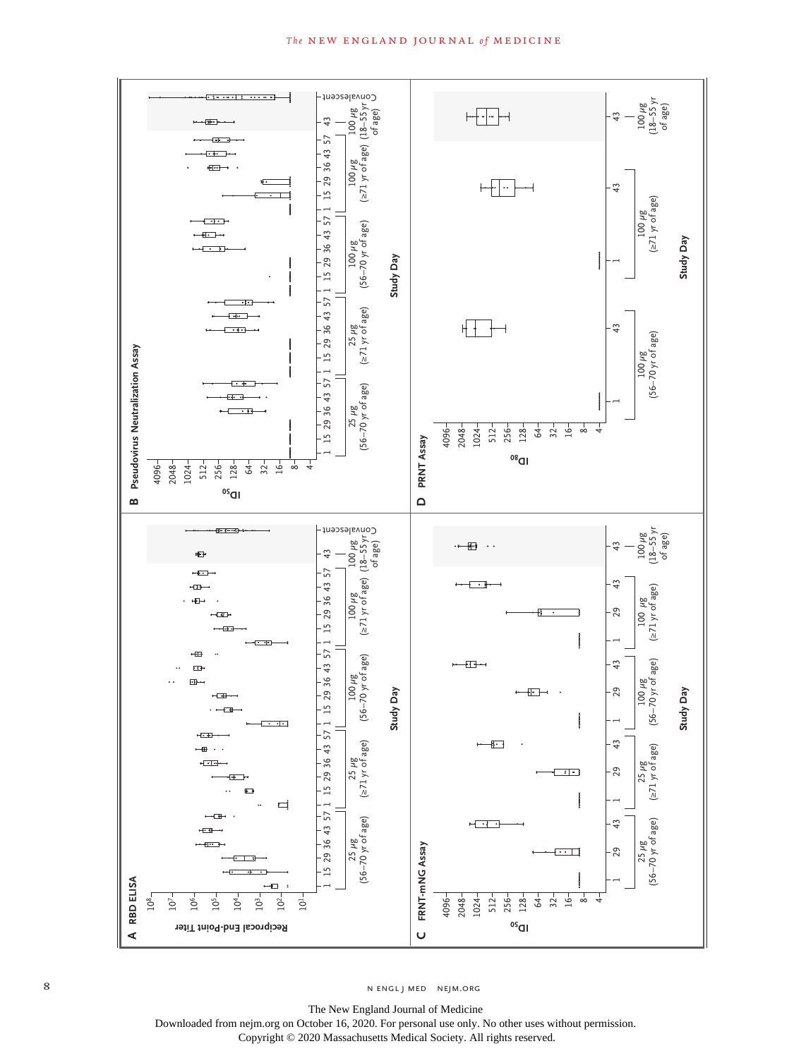**A** RBD ELISA

Reciprocal End-Point Titer

$10^8$, $10^7$, $10^6$, $10^5$, $10^4$, $10^3$, $10^2$, $10^1$

Study Day: 1 15 29 36 43 57 | 1 15 29 36 43 57 | 1 15 29 36 43 57 | 1 15 29 36 43 57 | 43 | Convalescent

25 μg (56–70 yr of age) | 25 μg (≥71 yr of age) | 100 μg (56–70 yr of age) | 100 μg (≥71 yr of age) | 100 μg (18–55 yr of age)

**B** Pseudovirus Neutralization Assay

$ID_{50}$

4096, 2048, 1024, 512, 256, 128, 64, 32, 16, 8, 4

Study Day: 1 15 29 36 43 57 | 1 15 29 36 43 57 | 1 15 29 36 43 57 | 1 15 29 36 43 57 | 43 | Convalescent

25 μg (56–70 yr of age) | 25 μg (≥71 yr of age) | 100 μg (56–70 yr of age) | 100 μg (≥71 yr of age) | 100 μg (18–55 yr of age)

**C** FRNT-mNG Assay

$ID_{50}$

4096, 2048, 1024, 512, 256, 128, 64, 32, 16, 8, 4

Study Day: 1 29 43 | 1 29 43 | 1 29 43 | 1 29 43 | 43

25 μg (56–70 yr of age) | 25 μg (≥71 yr of age) | 100 μg (56–70 yr of age) | 100 μg (≥71 yr of age) | 100 μg (18–55 yr of age)

**D** PRNT Assay

$ID_{80}$

4096, 2048, 1024, 512, 256, 128, 64, 32, 16, 8, 4

Study Day: 1 43 | 1 43 | 43

100 μg (56–70 yr of age) | 100 μg (≥71 yr of age) | 100 μg (18–55 yr of age)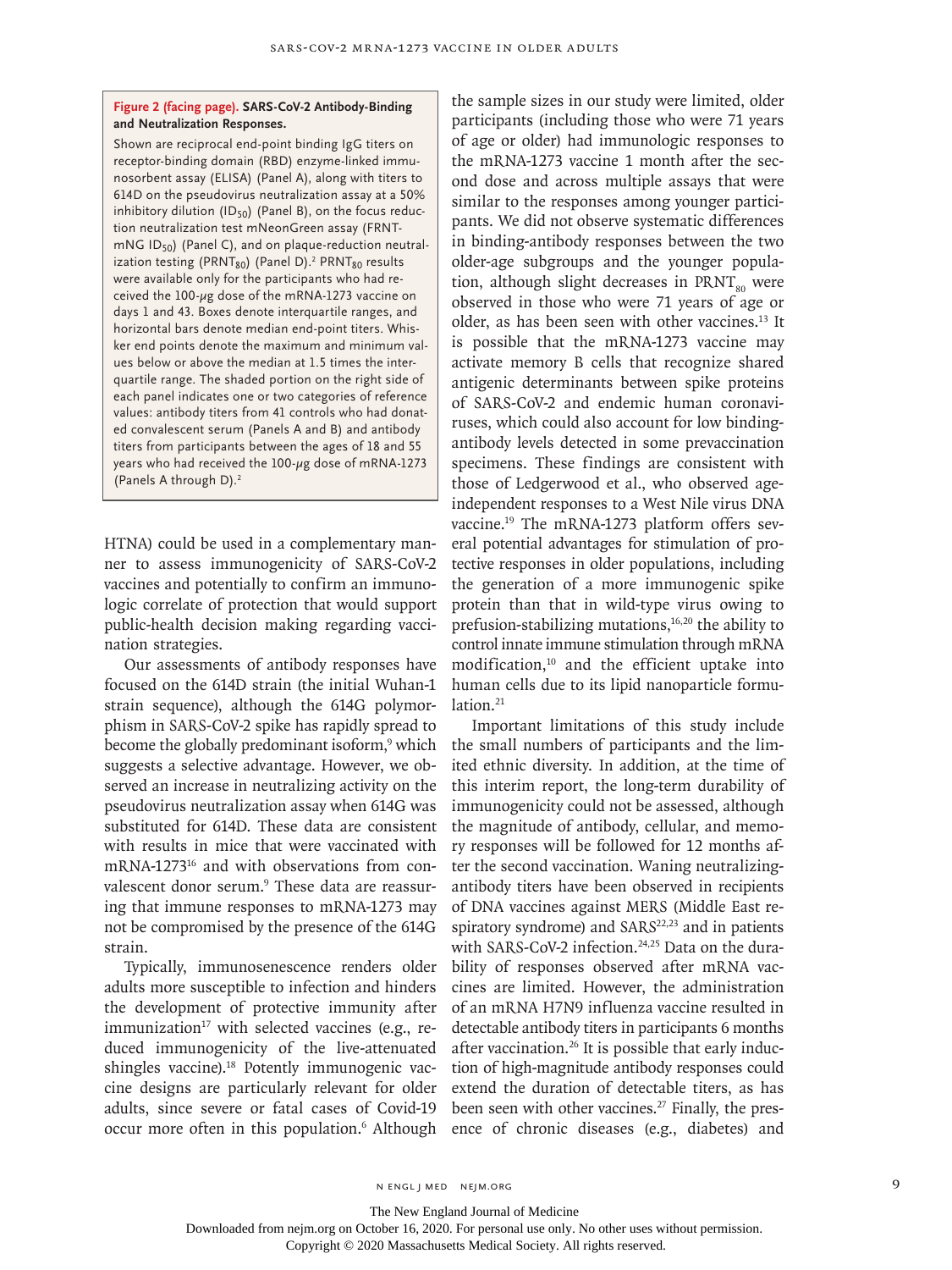**Figure 2 (facing page). SARS-CoV-2 Antibody-Binding and Neutralization Responses.**

Shown are reciprocal end-point binding IgG titers on receptor-binding domain (RBD) enzyme-linked immunosorbent assay (ELISA) (Panel A), along with titers to 614D on the pseudovirus neutralization assay at a 50% inhibitory dilution ($ID_{50}$) (Panel B), on the focus reduction neutralization test mNeonGreen assay (FRNT-mNG $ID_{50}$) (Panel C), and on plaque-reduction neutralization testing ($PRNT_{80}$) (Panel D).[2] $PRNT_{80}$ results were available only for the participants who had received the 100-μg dose of the mRNA-1273 vaccine on days 1 and 43. Boxes denote interquartile ranges, and horizontal bars denote median end-point titers. Whisker end points denote the maximum and minimum values below or above the median at 1.5 times the interquartile range. The shaded portion on the right side of each panel indicates one or two categories of reference values: antibody titers from 41 controls who had donated convalescent serum (Panels A and B) and antibody titers from participants between the ages of 18 and 55 years who had received the 100-μg dose of mRNA-1273 (Panels A through D).[2]

HTNA) could be used in a complementary manner to assess immunogenicity of SARS-CoV-2 vaccines and potentially to confirm an immunologic correlate of protection that would support public-health decision making regarding vaccination strategies.

Our assessments of antibody responses have focused on the 614D strain (the initial Wuhan-1 strain sequence), although the 614G polymorphism in SARS-CoV-2 spike has rapidly spread to become the globally predominant isoform,[9] which suggests a selective advantage. However, we observed an increase in neutralizing activity on the pseudovirus neutralization assay when 614G was substituted for 614D. These data are consistent with results in mice that were vaccinated with mRNA-1273[16] and with observations from convalescent donor serum.[9] These data are reassuring that immune responses to mRNA-1273 may not be compromised by the presence of the 614G strain.

Typically, immunosenescence renders older adults more susceptible to infection and hinders the development of protective immunity after immunization[17] with selected vaccines (e.g., reduced immunogenicity of the live-attenuated shingles vaccine).[18] Potently immunogenic vaccine designs are particularly relevant for older adults, since severe or fatal cases of Covid-19 occur more often in this population.[6] Although the sample sizes in our study were limited, older participants (including those who were 71 years of age or older) had immunologic responses to the mRNA-1273 vaccine 1 month after the second dose and across multiple assays that were similar to the responses among younger participants. We did not observe systematic differences in binding-antibody responses between the two older-age subgroups and the younger population, although slight decreases in $PRNT_{80}$ were observed in those who were 71 years of age or older, as has been seen with other vaccines.[13] It is possible that the mRNA-1273 vaccine may activate memory B cells that recognize shared antigenic determinants between spike proteins of SARS-CoV-2 and endemic human coronaviruses, which could also account for low binding-antibody levels detected in some prevaccination specimens. These findings are consistent with those of Ledgerwood et al., who observed age-independent responses to a West Nile virus DNA vaccine.[19] The mRNA-1273 platform offers several potential advantages for stimulation of protective responses in older populations, including the generation of a more immunogenic spike protein than that in wild-type virus owing to prefusion-stabilizing mutations,[16,20] the ability to control innate immune stimulation through mRNA modification,[10] and the efficient uptake into human cells due to its lipid nanoparticle formulation.[21]

Important limitations of this study include the small numbers of participants and the limited ethnic diversity. In addition, at the time of this interim report, the long-term durability of immunogenicity could not be assessed, although the magnitude of antibody, cellular, and memory responses will be followed for 12 months after the second vaccination. Waning neutralizing-antibody titers have been observed in recipients of DNA vaccines against MERS (Middle East respiratory syndrome) and SARS[22,23] and in patients with SARS-CoV-2 infection.[24,25] Data on the durability of responses observed after mRNA vaccines are limited. However, the administration of an mRNA H7N9 influenza vaccine resulted in detectable antibody titers in participants 6 months after vaccination.[26] It is possible that early induction of high-magnitude antibody responses could extend the duration of detectable titers, as has been seen with other vaccines.[27] Finally, the presence of chronic diseases (e.g., diabetes) and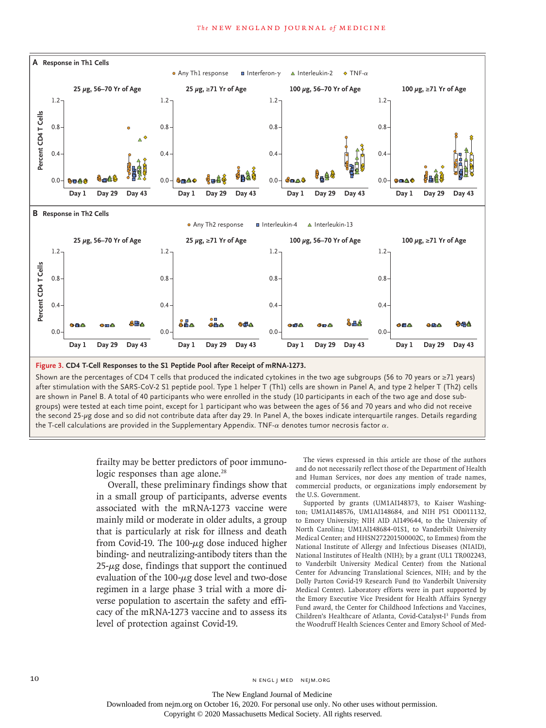**Figure 3. CD4 T-Cell Responses to the S1 Peptide Pool after Receipt of mRNA-1273.**

Shown are the percentages of CD4 T cells that produced the indicated cytokines in the two age subgroups (56 to 70 years or ≥71 years) after stimulation with the SARS-CoV-2 S1 peptide pool. Type 1 helper T (Th1) cells are shown in Panel A, and type 2 helper T (Th2) cells are shown in Panel B. A total of 40 participants who were enrolled in the study (10 participants in each of the two age and dose subgroups) were tested at each time point, except for 1 participant who was between the ages of 56 and 70 years and who did not receive the second 25-μg dose and so did not contribute data after day 29. In Panel A, the boxes indicate interquartile ranges. Details regarding the T-cell calculations are provided in the Supplementary Appendix. TNF-α denotes tumor necrosis factor α.

frailty may be better predictors of poor immunologic responses than age alone.[28]

Overall, these preliminary findings show that in a small group of participants, adverse events associated with the mRNA-1273 vaccine were mainly mild or moderate in older adults, a group that is particularly at risk for illness and death from Covid-19. The 100-μg dose induced higher binding- and neutralizing-antibody titers than the 25-μg dose, findings that support the continued evaluation of the 100-μg dose level and two-dose regimen in a large phase 3 trial with a more diverse population to ascertain the safety and efficacy of the mRNA-1273 vaccine and to assess its level of protection against Covid-19.

The views expressed in this article are those of the authors and do not necessarily reflect those of the Department of Health and Human Services, nor does any mention of trade names, commercial products, or organizations imply endorsement by the U.S. Government.

Supported by grants (UM1AI148373, to Kaiser Washington; UM1AI148576, UM1AI148684, and NIH P51 OD011132, to Emory University; NIH AID AI149644, to the University of North Carolina; UM1AI148684-01S1, to Vanderbilt University Medical Center; and HHSN272201500002C, to Emmes) from the National Institute of Allergy and Infectious Diseases (NIAID), National Institutes of Health (NIH); by a grant (UL1 TR002243, to Vanderbilt University Medical Center) from the National Center for Advancing Translational Sciences, NIH; and by the Dolly Parton Covid-19 Research Fund (to Vanderbilt University Medical Center). Laboratory efforts were in part supported by the Emory Executive Vice President for Health Affairs Synergy Fund award, the Center for Childhood Infections and Vaccines, Children's Healthcare of Atlanta, Covid-Catalyst-I[3] Funds from the Woodruff Health Sciences Center and Emory School of Med-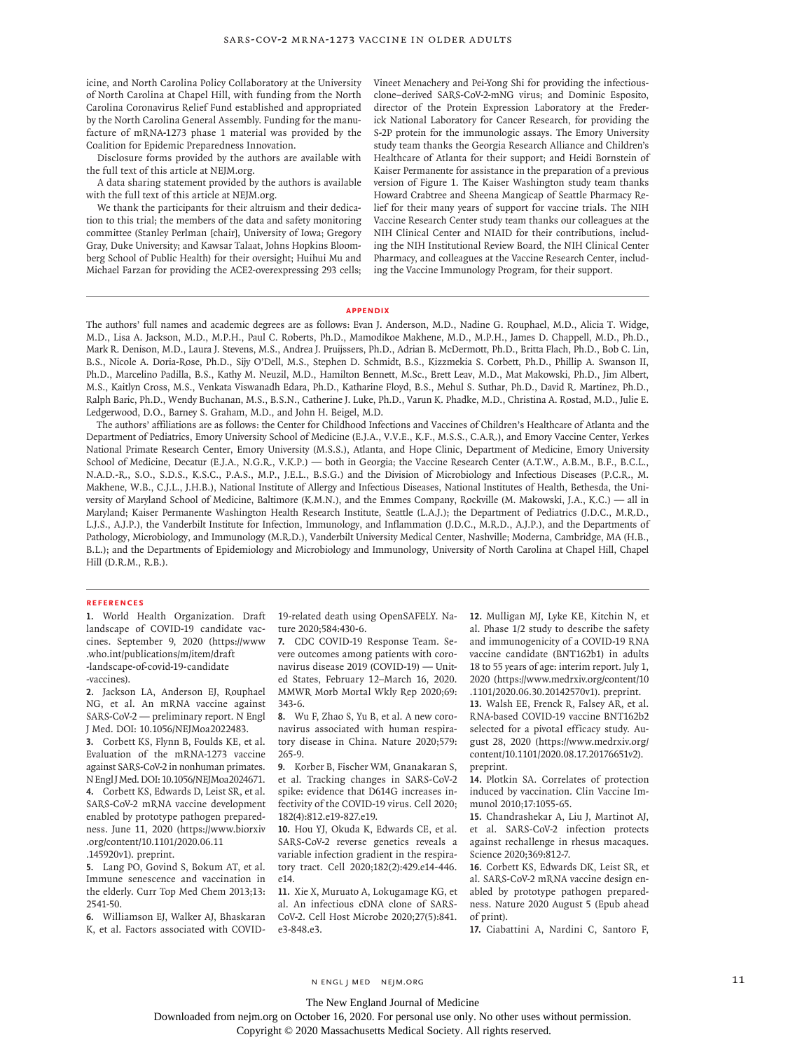icine, and North Carolina Policy Collaboratory at the University of North Carolina at Chapel Hill, with funding from the North Carolina Coronavirus Relief Fund established and appropriated by the North Carolina General Assembly. Funding for the manufacture of mRNA-1273 phase 1 material was provided by the Coalition for Epidemic Preparedness Innovation.

Disclosure forms provided by the authors are available with the full text of this article at NEJM.org.

A data sharing statement provided by the authors is available with the full text of this article at NEJM.org.

We thank the participants for their altruism and their dedication to this trial; the members of the data and safety monitoring committee (Stanley Perlman [chair], University of Iowa; Gregory Gray, Duke University; and Kawsar Talaat, Johns Hopkins Bloomberg School of Public Health) for their oversight; Huihui Mu and Michael Farzan for providing the ACE2-overexpressing 293 cells; Vineet Menachery and Pei-Yong Shi for providing the infectious-clone–derived SARS-CoV-2-mNG virus; and Dominic Esposito, director of the Protein Expression Laboratory at the Frederick National Laboratory for Cancer Research, for providing the S-2P protein for the immunologic assays. The Emory University study team thanks the Georgia Research Alliance and Children's Healthcare of Atlanta for their support; and Heidi Bornstein of Kaiser Permanente for assistance in the preparation of a previous version of Figure 1. The Kaiser Washington study team thanks Howard Crabtree and Sheena Mangicap of Seattle Pharmacy Relief for their many years of support for vaccine trials. The NIH Vaccine Research Center study team thanks our colleagues at the NIH Clinical Center and NIAID for their contributions, including the NIH Institutional Review Board, the NIH Clinical Center Pharmacy, and colleagues at the Vaccine Research Center, including the Vaccine Immunology Program, for their support.

## APPENDIX

The authors' full names and academic degrees are as follows: Evan J. Anderson, M.D., Nadine G. Rouphael, M.D., Alicia T. Widge, M.D., Lisa A. Jackson, M.D., M.P.H., Paul C. Roberts, Ph.D., Mamodikoe Makhene, M.D., M.P.H., James D. Chappell, M.D., Ph.D., Mark R. Denison, M.D., Laura J. Stevens, M.S., Andrea J. Pruijssers, Ph.D., Adrian B. McDermott, Ph.D., Britta Flach, Ph.D., Bob C. Lin, B.S., Nicole A. Doria-Rose, Ph.D., Sijy O'Dell, M.S., Stephen D. Schmidt, B.S., Kizzmekia S. Corbett, Ph.D., Phillip A. Swanson II, Ph.D., Marcelino Padilla, B.S., Kathy M. Neuzil, M.D., Hamilton Bennett, M.Sc., Brett Leav, M.D., Mat Makowski, Ph.D., Jim Albert, M.S., Kaitlyn Cross, M.S., Venkata Viswanadh Edara, Ph.D., Katharine Floyd, B.S., Mehul S. Suthar, Ph.D., David R. Martinez, Ph.D., Ralph Baric, Ph.D., Wendy Buchanan, M.S., B.S.N., Catherine J. Luke, Ph.D., Varun K. Phadke, M.D., Christina A. Rostad, M.D., Julie E. Ledgerwood, D.O., Barney S. Graham, M.D., and John H. Beigel, M.D.

The authors' affiliations are as follows: the Center for Childhood Infections and Vaccines of Children's Healthcare of Atlanta and the Department of Pediatrics, Emory University School of Medicine (E.J.A., V.V.E., K.F., M.S.S., C.A.R.), and Emory Vaccine Center, Yerkes National Primate Research Center, Emory University (M.S.S.), Atlanta, and Hope Clinic, Department of Medicine, Emory University School of Medicine, Decatur (E.J.A., N.G.R., V.K.P.) — both in Georgia; the Vaccine Research Center (A.T.W., A.B.M., B.F., B.C.L., N.A.D.-R., S.O., S.D.S., K.S.C., P.A.S., M.P., J.E.L., B.S.G.) and the Division of Microbiology and Infectious Diseases (P.C.R., M. Makhene, W.B., C.J.L., J.H.B.), National Institute of Allergy and Infectious Diseases, National Institutes of Health, Bethesda, the University of Maryland School of Medicine, Baltimore (K.M.N.), and the Emmes Company, Rockville (M. Makowski, J.A., K.C.) — all in Maryland; Kaiser Permanente Washington Health Research Institute, Seattle (L.A.J.); the Department of Pediatrics (J.D.C., M.R.D., L.J.S., A.J.P.), the Vanderbilt Institute for Infection, Immunology, and Inflammation (J.D.C., M.R.D., A.J.P.), and the Departments of Pathology, Microbiology, and Immunology (M.R.D.), Vanderbilt University Medical Center, Nashville; Moderna, Cambridge, MA (H.B., B.L.); and the Departments of Epidemiology and Microbiology and Immunology, University of North Carolina at Chapel Hill, Chapel Hill (D.R.M., R.B.).

## REFERENCES

1. World Health Organization. Draft landscape of COVID-19 candidate vaccines. September 9, 2020 (https://www.who.int/publications/m/item/draft-landscape-of-covid-19-candidate-vaccines).
2. Jackson LA, Anderson EJ, Rouphael NG, et al. An mRNA vaccine against SARS-CoV-2 — preliminary report. N Engl J Med. DOI: 10.1056/NEJMoa2022483.
3. Corbett KS, Flynn B, Foulds KE, et al. Evaluation of the mRNA-1273 vaccine against SARS-CoV-2 in nonhuman primates. N Engl J Med. DOI: 10.1056/NEJMoa2024671.
4. Corbett KS, Edwards D, Leist SR, et al. SARS-CoV-2 mRNA vaccine development enabled by prototype pathogen preparedness. June 11, 2020 (https://www.biorxiv.org/content/10.1101/2020.06.11.145920v1). preprint.
5. Lang PO, Govind S, Bokum AT, et al. Immune senescence and vaccination in the elderly. Curr Top Med Chem 2013;13:2541-50.
6. Williamson EJ, Walker AJ, Bhaskaran K, et al. Factors associated with COVID-19-related death using OpenSAFELY. Nature 2020;584:430-6.
7. CDC COVID-19 Response Team. Severe outcomes among patients with coronavirus disease 2019 (COVID-19) — United States, February 12–March 16, 2020. MMWR Morb Mortal Wkly Rep 2020;69:343-6.
8. Wu F, Zhao S, Yu B, et al. A new coronavirus associated with human respiratory disease in China. Nature 2020;579:265-9.
9. Korber B, Fischer WM, Gnanakaran S, et al. Tracking changes in SARS-CoV-2 spike: evidence that D614G increases infectivity of the COVID-19 virus. Cell 2020;182(4):812.e19-827.e19.
10. Hou YJ, Okuda K, Edwards CE, et al. SARS-CoV-2 reverse genetics reveals a variable infection gradient in the respiratory tract. Cell 2020;182(2):429.e14-446.e14.
11. Xie X, Muruato A, Lokugamage KG, et al. An infectious cDNA clone of SARS-CoV-2. Cell Host Microbe 2020;27(5):841.e3-848.e3.
12. Mulligan MJ, Lyke KE, Kitchin N, et al. Phase 1/2 study to describe the safety and immunogenicity of a COVID-19 RNA vaccine candidate (BNT162b1) in adults 18 to 55 years of age: interim report. July 1, 2020 (https://www.medrxiv.org/content/10.1101/2020.06.30.20142570v1). preprint.
13. Walsh EE, Frenck R, Falsey AR, et al. RNA-based COVID-19 vaccine BNT162b2 selected for a pivotal efficacy study. August 28, 2020 (https://www.medrxiv.org/content/10.1101/2020.08.17.20176651v2). preprint.
14. Plotkin SA. Correlates of protection induced by vaccination. Clin Vaccine Immunol 2010;17:1055-65.
15. Chandrashekar A, Liu J, Martinot AJ, et al. SARS-CoV-2 infection protects against rechallenge in rhesus macaques. Science 2020;369:812-7.
16. Corbett KS, Edwards DK, Leist SR, et al. SARS-CoV-2 mRNA vaccine design enabled by prototype pathogen preparedness. Nature 2020 August 5 (Epub ahead of print).
17. Ciabattini A, Nardini C, Santoro F,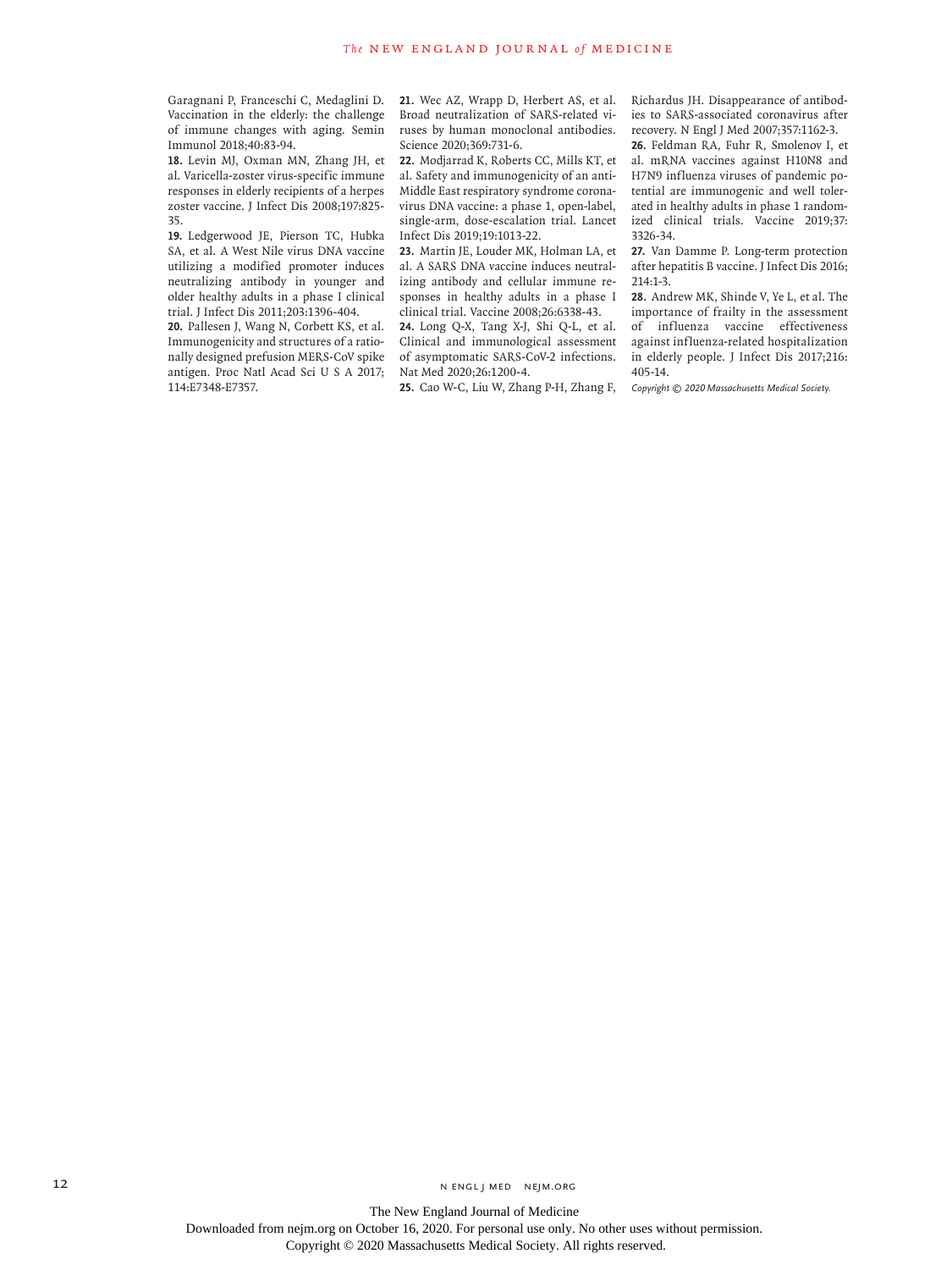Garagnani P, Franceschi C, Medaglini D. Vaccination in the elderly: the challenge of immune changes with aging. Semin Immunol 2018;40:83-94.

**18.** Levin MJ, Oxman MN, Zhang JH, et al. Varicella-zoster virus-specific immune responses in elderly recipients of a herpes zoster vaccine. J Infect Dis 2008;197:825-35.

**19.** Ledgerwood JE, Pierson TC, Hubka SA, et al. A West Nile virus DNA vaccine utilizing a modified promoter induces neutralizing antibody in younger and older healthy adults in a phase I clinical trial. J Infect Dis 2011;203:1396-404.

**20.** Pallesen J, Wang N, Corbett KS, et al. Immunogenicity and structures of a rationally designed prefusion MERS-CoV spike antigen. Proc Natl Acad Sci U S A 2017; 114:E7348-E7357.

**21.** Wec AZ, Wrapp D, Herbert AS, et al. Broad neutralization of SARS-related viruses by human monoclonal antibodies. Science 2020;369:731-6.

**22.** Modjarrad K, Roberts CC, Mills KT, et al. Safety and immunogenicity of an anti-Middle East respiratory syndrome coronavirus DNA vaccine: a phase 1, open-label, single-arm, dose-escalation trial. Lancet Infect Dis 2019;19:1013-22.

**23.** Martin JE, Louder MK, Holman LA, et al. A SARS DNA vaccine induces neutralizing antibody and cellular immune responses in healthy adults in a phase I clinical trial. Vaccine 2008;26:6338-43.

**24.** Long Q-X, Tang X-J, Shi Q-L, et al. Clinical and immunological assessment of asymptomatic SARS-CoV-2 infections. Nat Med 2020;26:1200-4.

**25.** Cao W-C, Liu W, Zhang P-H, Zhang F, Richardus JH. Disappearance of antibodies to SARS-associated coronavirus after recovery. N Engl J Med 2007;357:1162-3.

**26.** Feldman RA, Fuhr R, Smolenov I, et al. mRNA vaccines against H10N8 and H7N9 influenza viruses of pandemic potential are immunogenic and well tolerated in healthy adults in phase 1 randomized clinical trials. Vaccine 2019;37: 3326-34.

**27.** Van Damme P. Long-term protection after hepatitis B vaccine. J Infect Dis 2016; 214:1-3.

**28.** Andrew MK, Shinde V, Ye L, et al. The importance of frailty in the assessment of influenza vaccine effectiveness against influenza-related hospitalization in elderly people. J Infect Dis 2017;216: 405-14.

*Copyright © 2020 Massachusetts Medical Society.*